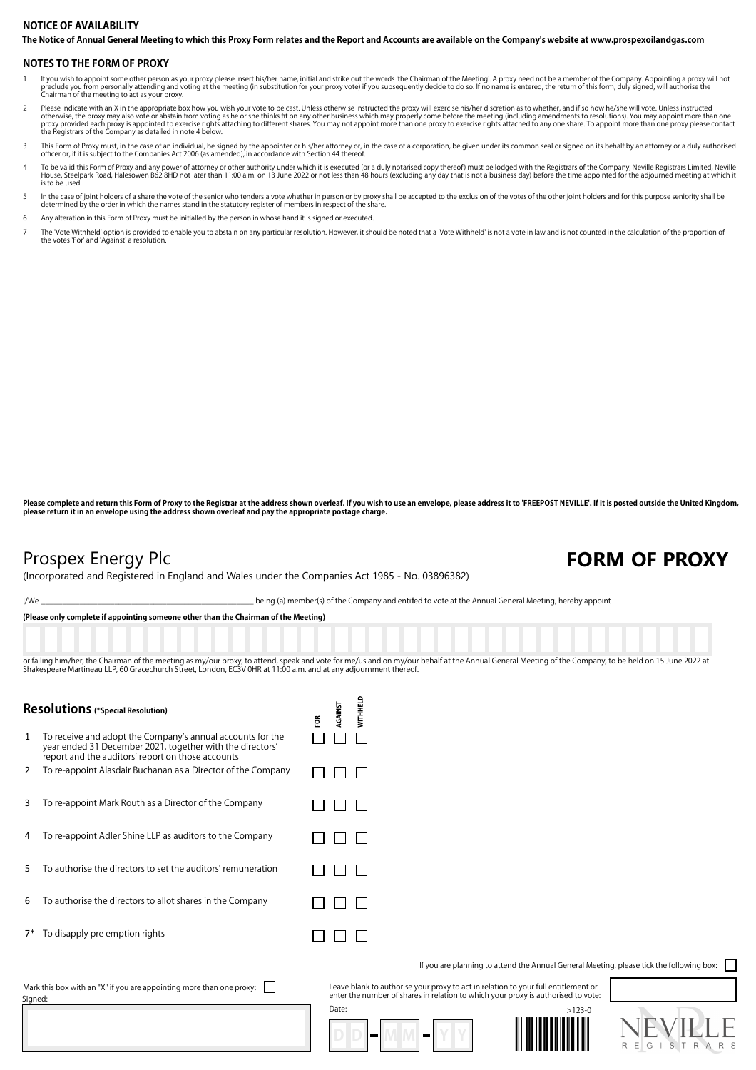## NOTICE OF AVAILABILITY

**The Notice of Annual General Meeting to which this Proxy Form relates and the Report and Accounts are available on the Company's website at www.prospexoilandgas.com**

## NOTES TO THE FORM OF PROXY

1. If you wish to appoint some other person as your proxy please insert his/her name, initial and strike out the words 'the Chairman of the Meeting'. A proxy need not be a member of the Company. Appointing a proxy will not preclude you from personally attending and voting at the meeting (in substitution for your proxy vote) if you subsequently decide to do so. If no name is entered, the return of this form, duly signed, will authorise the Chairman of the meeting to act as your proxy.
2. Please indicate with an X in the appropriate box how you wish your vote to be cast. Unless otherwise instructed the proxy will exercise his/her discretion as to whether, and if so how he/she will vote. Unless instructed otherwise, the proxy may also vote or abstain from voting as he or she thinks fit on any other business which may properly come before the meeting (including amendments to resolutions). You may appoint more than one proxy provided each proxy is appointed to exercise rights attaching to different shares. You may not appoint more than one proxy to exercise rights attached to any one share. To appoint more than one proxy please contact the Registrars of the Company as detailed in note 4 below.
3. This Form of Proxy must, in the case of an individual, be signed by the appointer or his/her attorney or, in the case of a corporation, be given under its common seal or signed on its behalf by an attorney or a duly authorised officer or, if it is subject to the Companies Act 2006 (as amended), in accordance with Section 44 thereof.
4. To be valid this Form of Proxy and any power of attorney or other authority under which it is executed (or a duly notarised copy thereof) must be lodged with the Registrars of the Company, Neville Registrars Limited, Neville House, Steelpark Road, Halesowen B62 8HD not later than 11:00 a.m. on 13 June 2022 or not less than 48 hours (excluding any day that is not a business day) before the time appointed for the adjourned meeting at which it is to be used.
5. In the case of joint holders of a share the vote of the senior who tenders a vote whether in person or by proxy shall be accepted to the exclusion of the votes of the other joint holders and for this purpose seniority shall be determined by the order in which the names stand in the statutory register of members in respect of the share.
6. Any alteration in this Form of Proxy must be initialled by the person in whose hand it is signed or executed.
7. The 'Vote Withheld' option is provided to enable you to abstain on any particular resolution. However, it should be noted that a 'Vote Withheld' is not a vote in law and is not counted in the calculation of the proportion of the votes 'For' and 'Against' a resolution.

**Please complete and return this Form of Proxy to the Registrar at the address shown overleaf. If you wish to use an envelope, please address it to 'FREEPOST NEVILLE'. If it is posted outside the United Kingdom, please return it in an envelope using the address shown overleaf and pay the appropriate postage charge.**

# Prospex Energy Plc

# FORM OF PROXY

(Incorporated and Registered in England and Wales under the Companies Act 1985 - No. 03896382)

I/We ______________________________ being (a) member(s) of the Company and entitled to vote at the Annual General Meeting, hereby appoint

**(Please only complete if appointing someone other than the Chairman of the Meeting)**

______________________________

or failing him/her, the Chairman of the meeting as my/our proxy, to attend, speak and vote for me/us and on my/our behalf at the Annual General Meeting of the Company, to be held on 15 June 2022 at Shakespeare Martineau LLP, 60 Gracechurch Street, London, EC3V 0HR at 11:00 a.m. and at any adjournment thereof.

## Resolutions (*Special Resolution)

| | Resolution | FOR | AGAINST | WITHHELD |
|---|---|---|---|---|
| 1 | To receive and adopt the Company's annual accounts for the year ended 31 December 2021, together with the directors' report and the auditors' report on those accounts | ☐ | ☐ | ☐ |
| 2 | To re-appoint Alasdair Buchanan as a Director of the Company | ☐ | ☐ | ☐ |
| 3 | To re-appoint Mark Routh as a Director of the Company | ☐ | ☐ | ☐ |
| 4 | To re-appoint Adler Shine LLP as auditors to the Company | ☐ | ☐ | ☐ |
| 5 | To authorise the directors to set the auditors' remuneration | ☐ | ☐ | ☐ |
| 6 | To authorise the directors to allot shares in the Company | ☐ | ☐ | ☐ |
| 7* | To disapply pre emption rights | ☐ | ☐ | ☐ |

If you are planning to attend the Annual General Meeting, please tick the following box: ☐

Mark this box with an "X" if you are appointing more than one proxy: ☐

Leave blank to authorise your proxy to act in relation to your full entitlement or enter the number of shares in relation to which your proxy is authorised to vote: ______

Signed: ______________________________

Date: DD - MM - YY

>123-0

NEVILLE REGISTRARS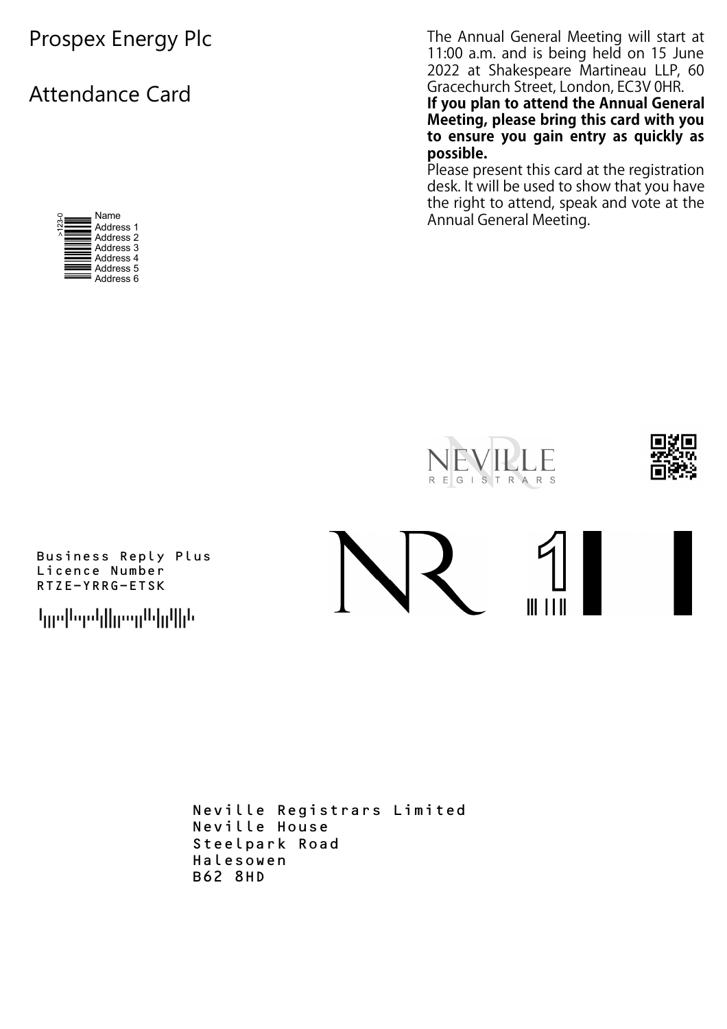# Prospex Energy Plc

## Attendance Card

The Annual General Meeting will start at 11:00 a.m. and is being held on 15 June 2022 at Shakespeare Martineau LLP, 60 Gracechurch Street, London, EC3V 0HR.

**If you plan to attend the Annual General Meeting, please bring this card with you to ensure you gain entry as quickly as possible.**

Please present this card at the registration desk. It will be used to show that you have the right to attend, speak and vote at the Annual General Meeting.

>123-0

Name
Address 1
Address 2
Address 3
Address 4
Address 5
Address 6

NEVILLE
REGISTRARS

Business Reply Plus
Licence Number
RTZE-YRRG-ETSK

NR 1

Neville Registrars Limited
Neville House
Steelpark Road
Halesowen
B62 8HD